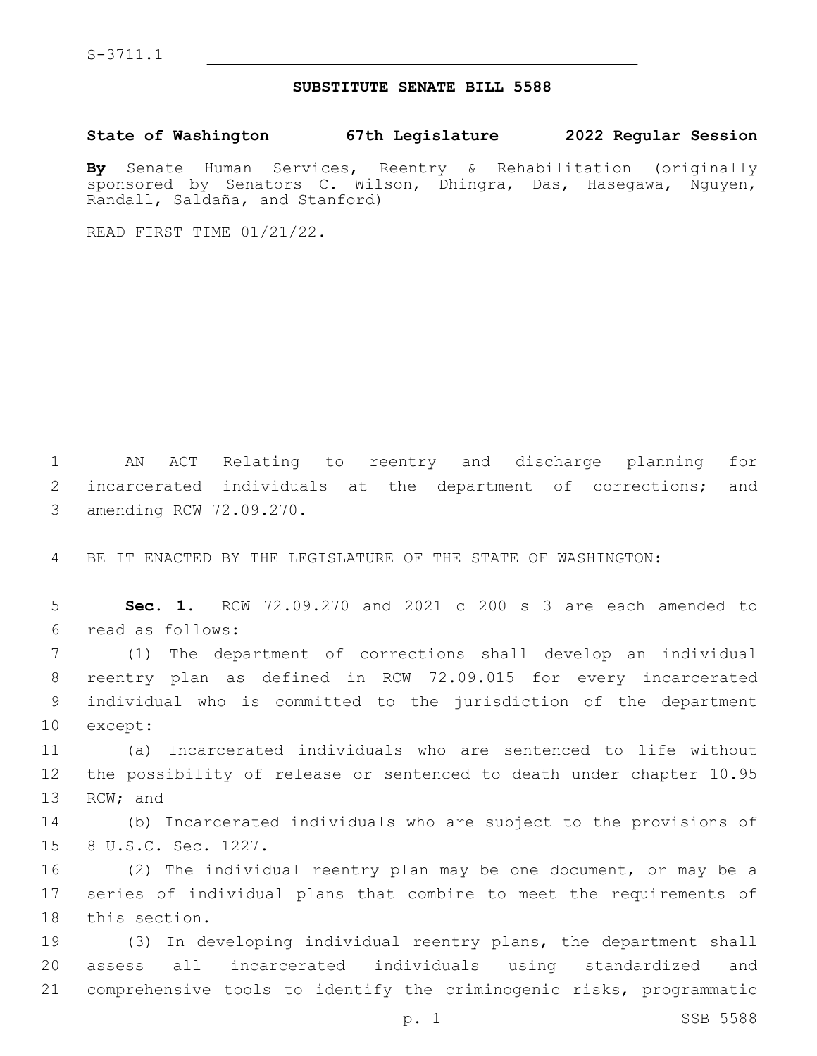S-3711.1

## SUBSTITUTE SENATE BILL 5588

**State of Washington 67th Legislature 2022 Regular Session**

**By** Senate Human Services, Reentry & Rehabilitation (originally sponsored by Senators C. Wilson, Dhingra, Das, Hasegawa, Nguyen, Randall, Saldaña, and Stanford)

READ FIRST TIME 01/21/22.

AN ACT Relating to reentry and discharge planning for incarcerated individuals at the department of corrections; and amending RCW 72.09.270.

BE IT ENACTED BY THE LEGISLATURE OF THE STATE OF WASHINGTON:

**Sec. 1.** RCW 72.09.270 and 2021 c 200 s 3 are each amended to read as follows:

(1) The department of corrections shall develop an individual reentry plan as defined in RCW 72.09.015 for every incarcerated individual who is committed to the jurisdiction of the department except:

(a) Incarcerated individuals who are sentenced to life without the possibility of release or sentenced to death under chapter 10.95 RCW; and

(b) Incarcerated individuals who are subject to the provisions of 8 U.S.C. Sec. 1227.

(2) The individual reentry plan may be one document, or may be a series of individual plans that combine to meet the requirements of this section.

(3) In developing individual reentry plans, the department shall assess all incarcerated individuals using standardized and comprehensive tools to identify the criminogenic risks, programmatic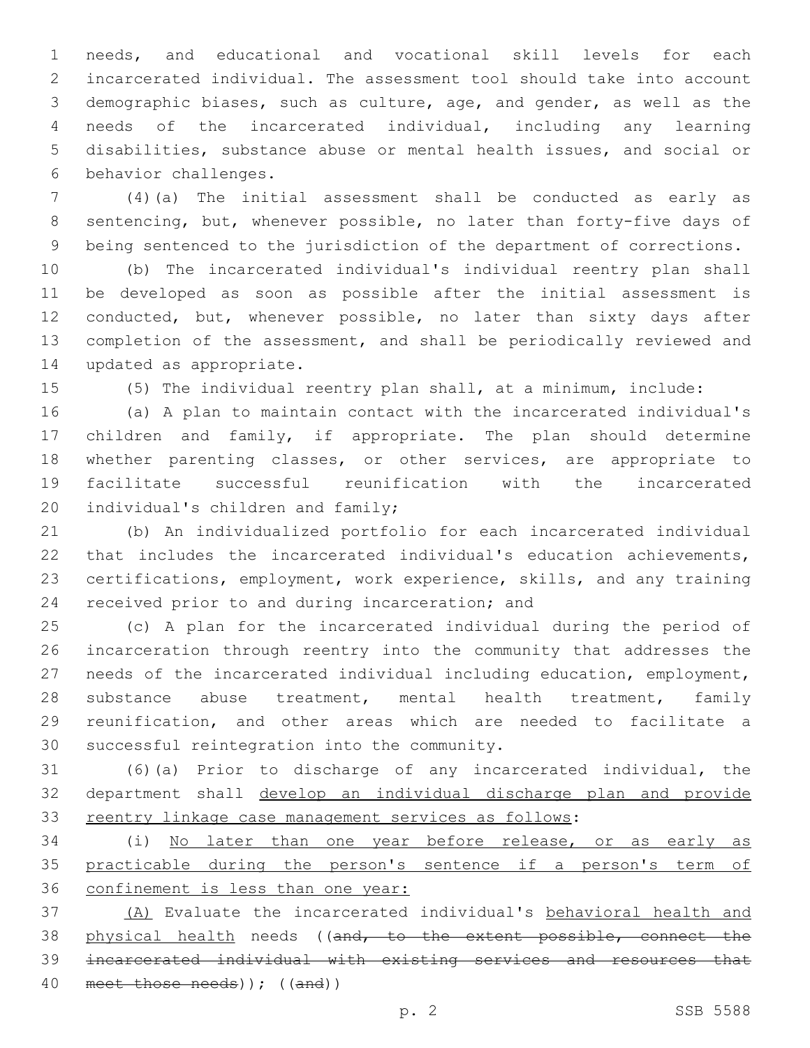needs, and educational and vocational skill levels for each incarcerated individual. The assessment tool should take into account demographic biases, such as culture, age, and gender, as well as the needs of the incarcerated individual, including any learning disabilities, substance abuse or mental health issues, and social or behavior challenges.

(4)(a) The initial assessment shall be conducted as early as sentencing, but, whenever possible, no later than forty-five days of being sentenced to the jurisdiction of the department of corrections.

(b) The incarcerated individual's individual reentry plan shall be developed as soon as possible after the initial assessment is conducted, but, whenever possible, no later than sixty days after completion of the assessment, and shall be periodically reviewed and updated as appropriate.

(5) The individual reentry plan shall, at a minimum, include:

(a) A plan to maintain contact with the incarcerated individual's children and family, if appropriate. The plan should determine whether parenting classes, or other services, are appropriate to facilitate successful reunification with the incarcerated individual's children and family;

(b) An individualized portfolio for each incarcerated individual that includes the incarcerated individual's education achievements, certifications, employment, work experience, skills, and any training received prior to and during incarceration; and

(c) A plan for the incarcerated individual during the period of incarceration through reentry into the community that addresses the needs of the incarcerated individual including education, employment, substance abuse treatment, mental health treatment, family reunification, and other areas which are needed to facilitate a successful reintegration into the community.

(6)(a) Prior to discharge of any incarcerated individual, the department shall <u>develop an individual discharge plan and provide reentry linkage case management services as follows</u>:

(i) <u>No later than one year before release, or as early as practicable during the person's sentence if a person's term of confinement is less than one year:</u>

<u>(A)</u> Evaluate the incarcerated individual's <u>behavioral health and physical health</u> needs ((~~and, to the extent possible, connect the incarcerated individual with existing services and resources that meet those needs~~)); ((~~and~~))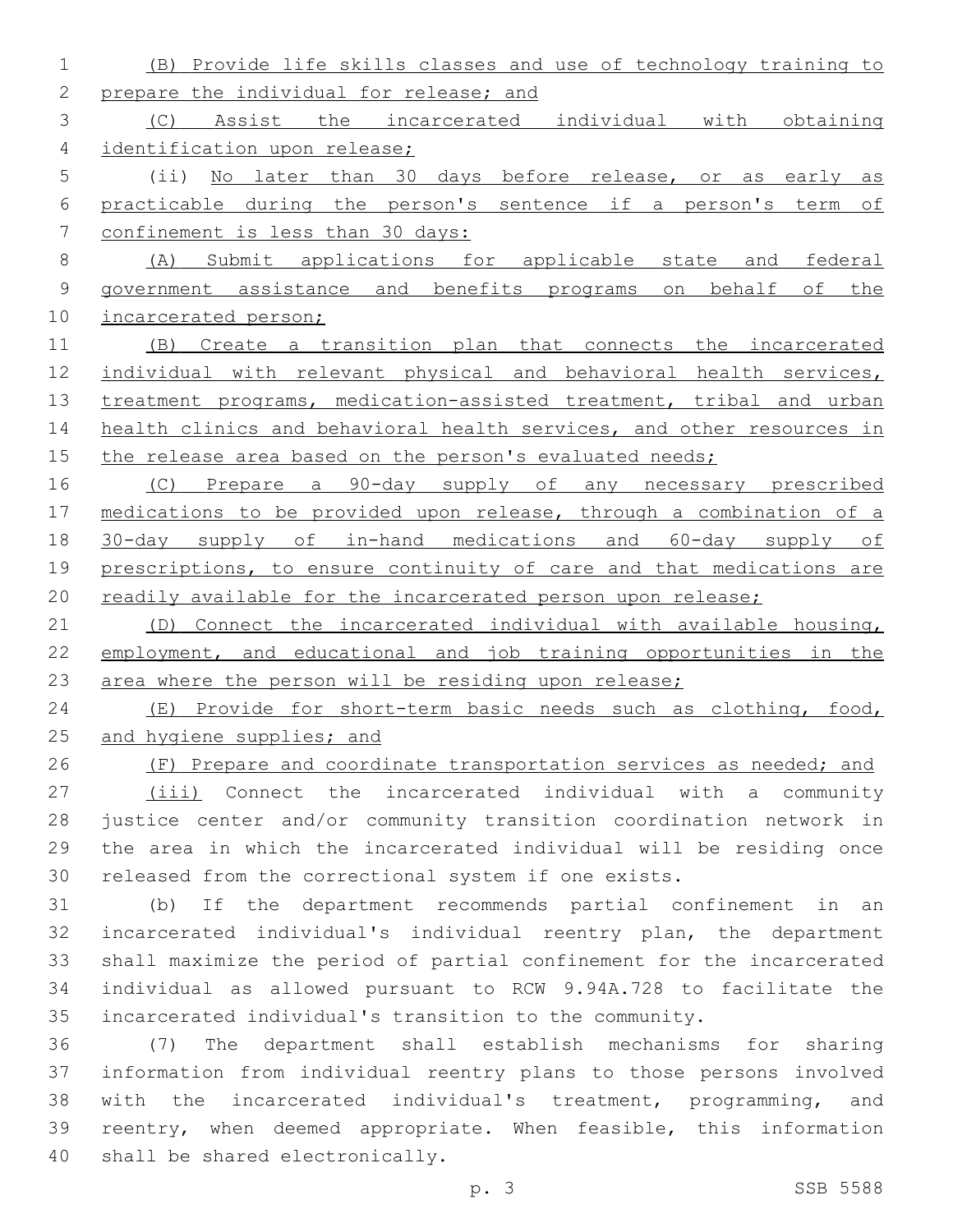(B) Provide life skills classes and use of technology training to prepare the individual for release; and

(C) Assist the incarcerated individual with obtaining identification upon release;

(ii) No later than 30 days before release, or as early as practicable during the person's sentence if a person's term of confinement is less than 30 days:

(A) Submit applications for applicable state and federal government assistance and benefits programs on behalf of the incarcerated person;

(B) Create a transition plan that connects the incarcerated individual with relevant physical and behavioral health services, treatment programs, medication-assisted treatment, tribal and urban health clinics and behavioral health services, and other resources in the release area based on the person's evaluated needs;

(C) Prepare a 90-day supply of any necessary prescribed medications to be provided upon release, through a combination of a 30-day supply of in-hand medications and 60-day supply of prescriptions, to ensure continuity of care and that medications are readily available for the incarcerated person upon release;

(D) Connect the incarcerated individual with available housing, employment, and educational and job training opportunities in the area where the person will be residing upon release;

(E) Provide for short-term basic needs such as clothing, food, and hygiene supplies; and

(F) Prepare and coordinate transportation services as needed; and

(iii) Connect the incarcerated individual with a community justice center and/or community transition coordination network in the area in which the incarcerated individual will be residing once released from the correctional system if one exists.

(b) If the department recommends partial confinement in an incarcerated individual's individual reentry plan, the department shall maximize the period of partial confinement for the incarcerated individual as allowed pursuant to RCW 9.94A.728 to facilitate the incarcerated individual's transition to the community.

(7) The department shall establish mechanisms for sharing information from individual reentry plans to those persons involved with the incarcerated individual's treatment, programming, and reentry, when deemed appropriate. When feasible, this information shall be shared electronically.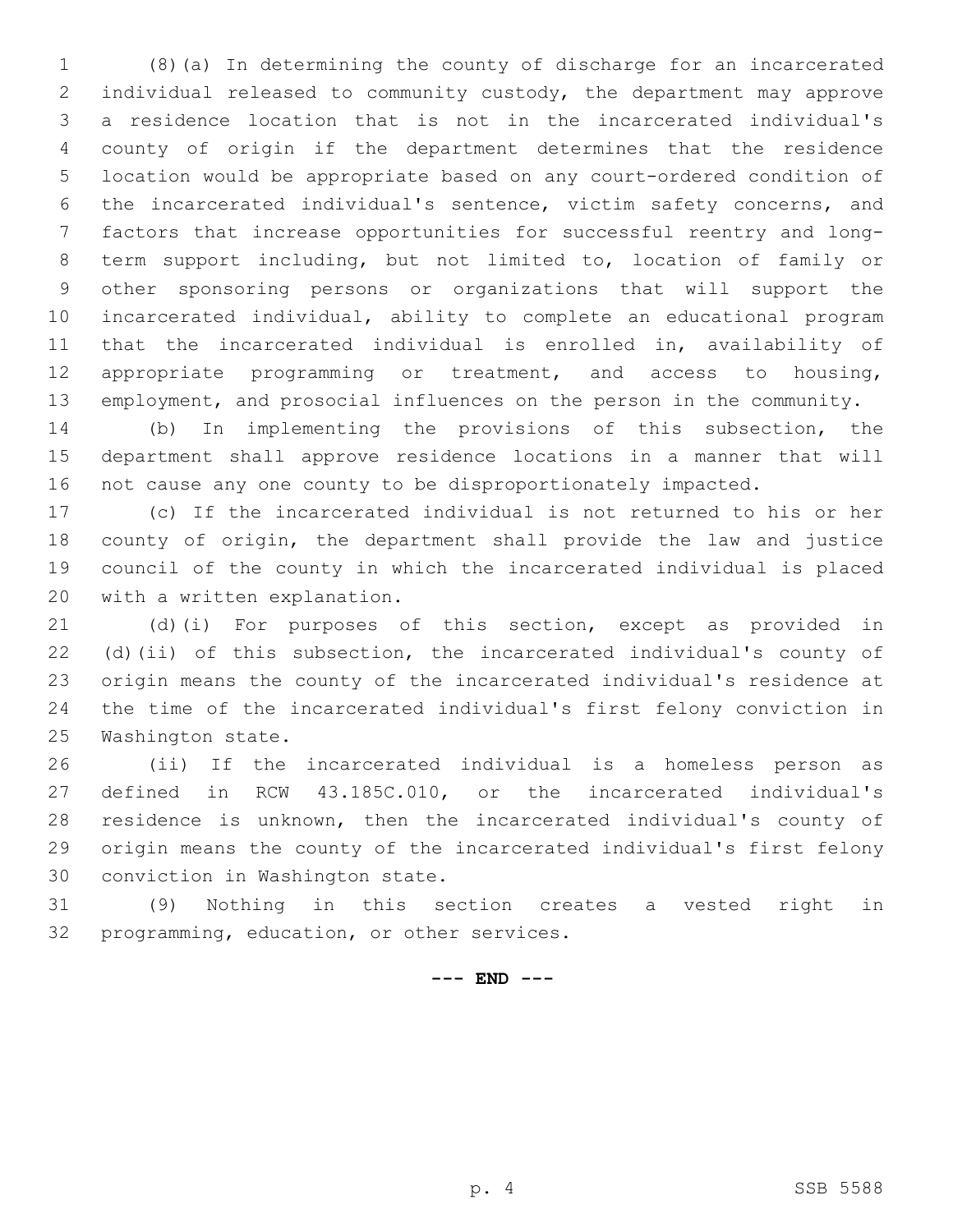(8)(a) In determining the county of discharge for an incarcerated individual released to community custody, the department may approve a residence location that is not in the incarcerated individual's county of origin if the department determines that the residence location would be appropriate based on any court-ordered condition of the incarcerated individual's sentence, victim safety concerns, and factors that increase opportunities for successful reentry and long-term support including, but not limited to, location of family or other sponsoring persons or organizations that will support the incarcerated individual, ability to complete an educational program that the incarcerated individual is enrolled in, availability of appropriate programming or treatment, and access to housing, employment, and prosocial influences on the person in the community.

(b) In implementing the provisions of this subsection, the department shall approve residence locations in a manner that will not cause any one county to be disproportionately impacted.

(c) If the incarcerated individual is not returned to his or her county of origin, the department shall provide the law and justice council of the county in which the incarcerated individual is placed with a written explanation.

(d)(i) For purposes of this section, except as provided in (d)(ii) of this subsection, the incarcerated individual's county of origin means the county of the incarcerated individual's residence at the time of the incarcerated individual's first felony conviction in Washington state.

(ii) If the incarcerated individual is a homeless person as defined in RCW 43.185C.010, or the incarcerated individual's residence is unknown, then the incarcerated individual's county of origin means the county of the incarcerated individual's first felony conviction in Washington state.

(9) Nothing in this section creates a vested right in programming, education, or other services.

**--- END ---**